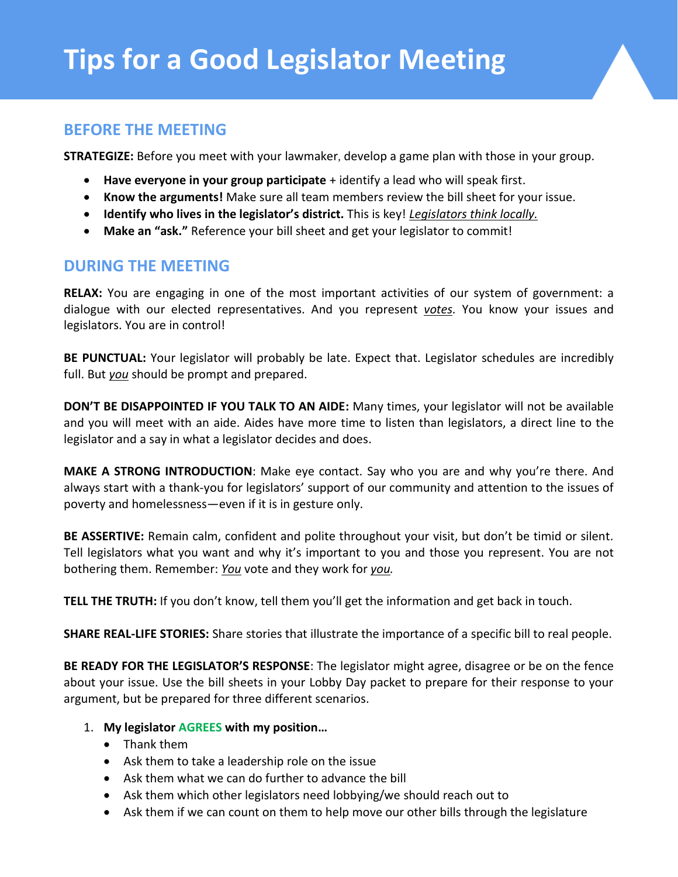# Tips for a Good Legislator Meeting

## BEFORE THE MEETING

**STRATEGIZE:** Before you meet with your lawmaker, develop a game plan with those in your group.

- **Have everyone in your group participate** + identify a lead who will speak first.
- **Know the arguments!** Make sure all team members review the bill sheet for your issue.
- **Identify who lives in the legislator's district.** This is key! *Legislators think locally.*
- **Make an "ask."** Reference your bill sheet and get your legislator to commit!

## DURING THE MEETING

**RELAX:** You are engaging in one of the most important activities of our system of government: a dialogue with our elected representatives. And you represent *votes*. You know your issues and legislators. You are in control!

**BE PUNCTUAL:** Your legislator will probably be late. Expect that. Legislator schedules are incredibly full. But *you* should be prompt and prepared.

**DON'T BE DISAPPOINTED IF YOU TALK TO AN AIDE:** Many times, your legislator will not be available and you will meet with an aide. Aides have more time to listen than legislators, a direct line to the legislator and a say in what a legislator decides and does.

**MAKE A STRONG INTRODUCTION**: Make eye contact. Say who you are and why you're there. And always start with a thank-you for legislators' support of our community and attention to the issues of poverty and homelessness—even if it is in gesture only.

**BE ASSERTIVE:** Remain calm, confident and polite throughout your visit, but don't be timid or silent. Tell legislators what you want and why it's important to you and those you represent. You are not bothering them. Remember: *You* vote and they work for *you.*

**TELL THE TRUTH:** If you don't know, tell them you'll get the information and get back in touch.

**SHARE REAL-LIFE STORIES:** Share stories that illustrate the importance of a specific bill to real people.

**BE READY FOR THE LEGISLATOR'S RESPONSE**: The legislator might agree, disagree or be on the fence about your issue. Use the bill sheets in your Lobby Day packet to prepare for their response to your argument, but be prepared for three different scenarios.

1. **My legislator AGREES with my position…**
   - Thank them
   - Ask them to take a leadership role on the issue
   - Ask them what we can do further to advance the bill
   - Ask them which other legislators need lobbying/we should reach out to
   - Ask them if we can count on them to help move our other bills through the legislature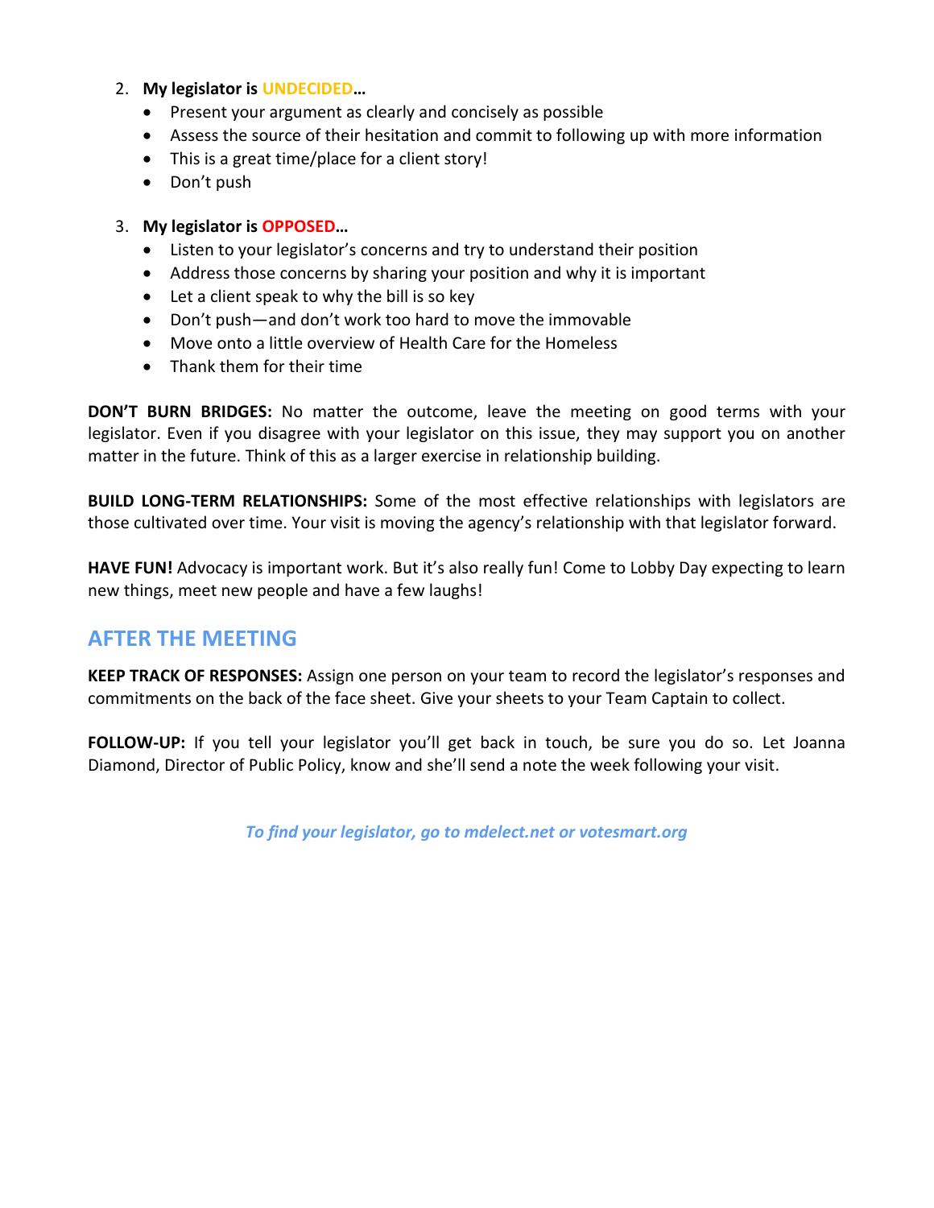2. **My legislator is UNDECIDED…**
    - Present your argument as clearly and concisely as possible
    - Assess the source of their hesitation and commit to following up with more information
    - This is a great time/place for a client story!
    - Don't push

3. **My legislator is OPPOSED…**
    - Listen to your legislator's concerns and try to understand their position
    - Address those concerns by sharing your position and why it is important
    - Let a client speak to why the bill is so key
    - Don't push—and don't work too hard to move the immovable
    - Move onto a little overview of Health Care for the Homeless
    - Thank them for their time

**DON'T BURN BRIDGES:** No matter the outcome, leave the meeting on good terms with your legislator. Even if you disagree with your legislator on this issue, they may support you on another matter in the future. Think of this as a larger exercise in relationship building.

**BUILD LONG-TERM RELATIONSHIPS:** Some of the most effective relationships with legislators are those cultivated over time. Your visit is moving the agency's relationship with that legislator forward.

**HAVE FUN!** Advocacy is important work. But it's also really fun! Come to Lobby Day expecting to learn new things, meet new people and have a few laughs!

## AFTER THE MEETING

**KEEP TRACK OF RESPONSES:** Assign one person on your team to record the legislator's responses and commitments on the back of the face sheet. Give your sheets to your Team Captain to collect.

**FOLLOW-UP:** If you tell your legislator you'll get back in touch, be sure you do so. Let Joanna Diamond, Director of Public Policy, know and she'll send a note the week following your visit.

***To find your legislator, go to mdelect.net or votesmart.org***